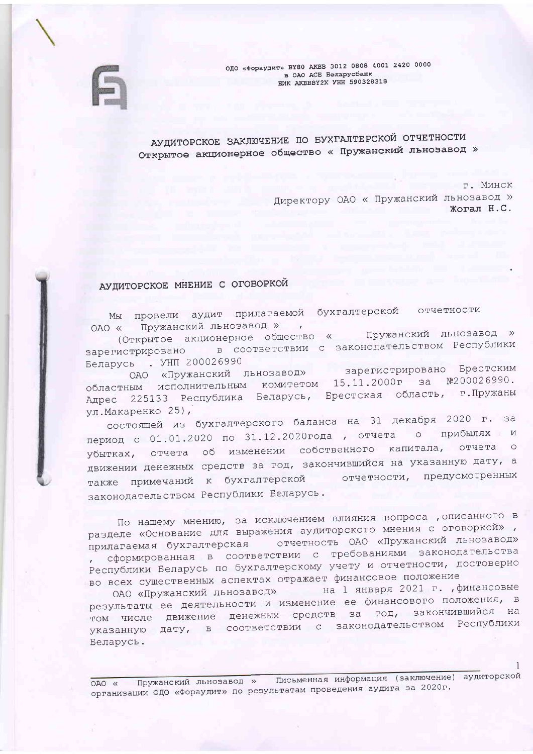ОДО «Фораудит» BY80 AKBB 3012 0808 4001 2420 0000
в ОАО АСБ Беларусбанк
БИК AKBBBY2X УНН 590328318

# АУДИТОРСКОЕ ЗАКЛЮЧЕНИЕ ПО БУХГАЛТЕРСКОЙ ОТЧЕТНОСТИ
## Открытое акционерное общество « Пружанский льнозавод »

г. Минск

Директору ОАО « Пружанский льнозавод »
Жогал Н.С.

## АУДИТОРСКОЕ МНЕНИЕ С ОГОВОРКОЙ

Мы провели аудит прилагаемой бухгалтерской отчетности ОАО « Пружанский льнозавод » , (Открытое акционерное общество « Пружанский льнозавод » зарегистрировано в соответствии с законодательством Республики Беларусь . УНП 200026990

ОАО «Пружанский льнозавод» зарегистрировано Брестским областным исполнительным комитетом 15.11.2000г за №200026990. Адрес 225133 Республика Беларусь, Брестская область, г.Пружаны ул.Макаренко 25),

состоящей из бухгалтерского баланса на 31 декабря 2020 г. за период с 01.01.2020 по 31.12.2020года , отчета о прибылях и убытках, отчета об изменении собственного капитала, отчета о движении денежных средств за год, закончившийся на указанную дату, а также примечаний к бухгалтерской отчетности, предусмотренных законодательством Республики Беларусь.

По нашему мнению, за исключением влияния вопроса ,описанного в разделе «Основание для выражения аудиторского мнения с оговоркой» , прилагаемая бухгалтерская отчетность ОАО «Пружанский льнозавод» , сформированная в соответствии с требованиями законодательства Республики Беларусь по бухгалтерскому учету и отчетности, достоверно во всех существенных аспектах отражает финансовое положение ОАО «Пружанский льнозавод» на 1 января 2021 г. ,финансовые результаты ее деятельности и изменение ее финансового положения, в том числе движение денежных средств за год, закончившийся на указанную дату, в соответствии с законодательством Республики Беларусь.

ОАО « Пружанский льнозавод » Письменная информация (заключение) аудиторской организации ОДО «Фораудит» по результатам проведения аудита за 2020г.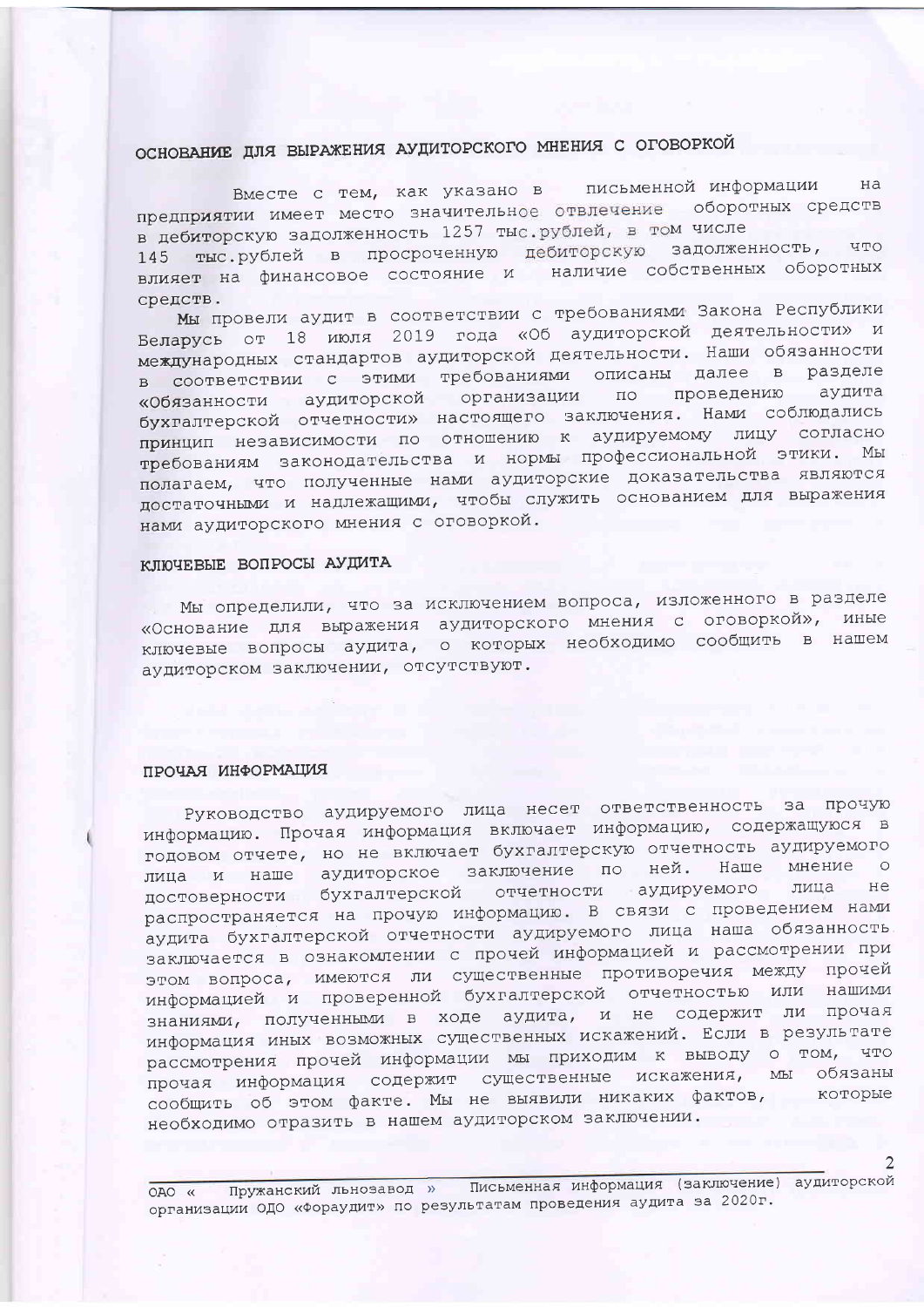## ОСНОВАНИЕ ДЛЯ ВЫРАЖЕНИЯ АУДИТОРСКОГО МНЕНИЯ С ОГОВОРКОЙ

Вместе с тем, как указано в письменной информации на предприятии имеет место значительное отвлечение оборотных средств в дебиторскую задолженность 1257 тыс.рублей, в том числе 145 тыс.рублей в просроченную дебиторскую задолженность, что влияет на финансовое состояние и наличие собственных оборотных средств.

Мы провели аудит в соответствии с требованиями Закона Республики Беларусь от 18 июля 2019 года «Об аудиторской деятельности» и международных стандартов аудиторской деятельности. Наши обязанности в соответствии с этими требованиями описаны далее в разделе «Обязанности аудиторской организации по проведению аудита бухгалтерской отчетности» настоящего заключения. Нами соблюдались принцип независимости по отношению к аудируемому лицу согласно требованиям законодательства и нормы профессиональной этики. Мы полагаем, что полученные нами аудиторские доказательства являются достаточными и надлежащими, чтобы служить основанием для выражения нами аудиторского мнения с оговоркой.

## КЛЮЧЕВЫЕ ВОПРОСЫ АУДИТА

Мы определили, что за исключением вопроса, изложенного в разделе «Основание для выражения аудиторского мнения с оговоркой», иные ключевые вопросы аудита, о которых необходимо сообщить в нашем аудиторском заключении, отсутствуют.

## ПРОЧАЯ ИНФОРМАЦИЯ

Руководство аудируемого лица несет ответственность за прочую информацию. Прочая информация включает информацию, содержащуюся в годовом отчете, но не включает бухгалтерскую отчетность аудируемого лица и наше аудиторское заключение по ней. Наше мнение о достоверности бухгалтерской отчетности аудируемого лица не распространяется на прочую информацию. В связи с проведением нами аудита бухгалтерской отчетности аудируемого лица наша обязанность заключается в ознакомлении с прочей информацией и рассмотрении при этом вопроса, имеются ли существенные противоречия между прочей информацией и проверенной бухгалтерской отчетностью или нашими знаниями, полученными в ходе аудита, и не содержит ли прочая информация иных возможных существенных искажений. Если в результате рассмотрения прочей информации мы приходим к выводу о том, что прочая информация содержит существенные искажения, мы обязаны сообщить об этом факте. Мы не выявили никаких фактов, которые необходимо отразить в нашем аудиторском заключении.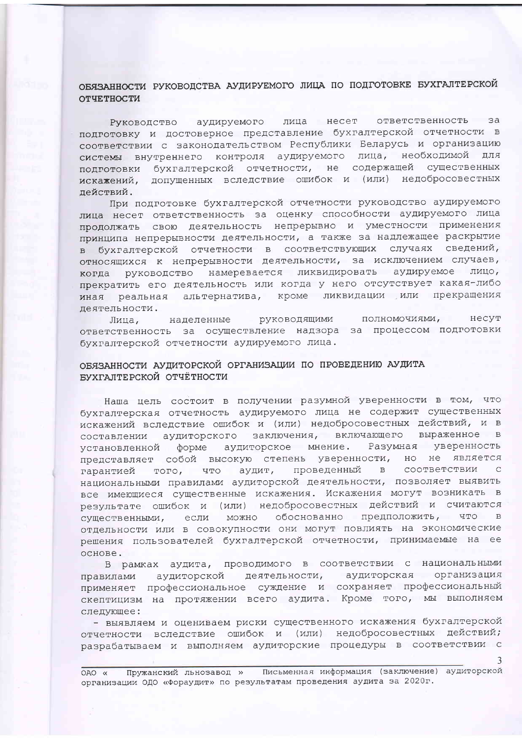## ОБЯЗАННОСТИ РУКОВОДСТВА АУДИРУЕМОГО ЛИЦА ПО ПОДГОТОВКЕ БУХГАЛТЕРСКОЙ ОТЧЕТНОСТИ

Руководство аудируемого лица несет ответственность за подготовку и достоверное представление бухгалтерской отчетности в соответствии с законодательством Республики Беларусь и организацию системы внутреннего контроля аудируемого лица, необходимой для подготовки бухгалтерской отчетности, не содержащей существенных искажений, допущенных вследствие ошибок и (или) недобросовестных действий.

При подготовке бухгалтерской отчетности руководство аудируемого лица несет ответственность за оценку способности аудируемого лица продолжать свою деятельность непрерывно и уместности применения принципа непрерывности деятельности, а также за надлежащее раскрытие в бухгалтерской отчетности в соответствующих случаях сведений, относящихся к непрерывности деятельности, за исключением случаев, когда руководство намеревается ликвидировать аудируемое лицо, прекратить его деятельность или когда у него отсутствует какая-либо иная реальная альтернатива, кроме ликвидации или прекращения деятельности.

Лица, наделенные руководящими полномочиями, несут ответственность за осуществление надзора за процессом подготовки бухгалтерской отчетности аудируемого лица.

## ОБЯЗАННОСТИ АУДИТОРСКОЙ ОРГАНИЗАЦИИ ПО ПРОВЕДЕНИЮ АУДИТА БУХГАЛТЕРСКОЙ ОТЧЁТНОСТИ

Наша цель состоит в получении разумной уверенности в том, что бухгалтерская отчетность аудируемого лица не содержит существенных искажений вследствие ошибок и (или) недобросовестных действий, и в составлении аудиторского заключения, включающего выраженное в установленной форме аудиторское мнение. Разумная уверенность представляет собой высокую степень уверенности, но не является гарантией того, что аудит, проведенный в соответствии с национальными правилами аудиторской деятельности, позволяет выявить все имеющиеся существенные искажения. Искажения могут возникать в результате ошибок и (или) недобросовестных действий и считаются существенными, если можно обоснованно предположить, что в отдельности или в совокупности они могут повлиять на экономические решения пользователей бухгалтерской отчетности, принимаемые на ее основе.

В рамках аудита, проводимого в соответствии с национальными правилами аудиторской деятельности, аудиторская организация применяет профессиональное суждение и сохраняет профессиональный скептицизм на протяжении всего аудита. Кроме того, мы выполняем следующее:

- выявляем и оцениваем риски существенного искажения бухгалтерской отчетности вследствие ошибок и (или) недобросовестных действий; разрабатываем и выполняем аудиторские процедуры в соответствии с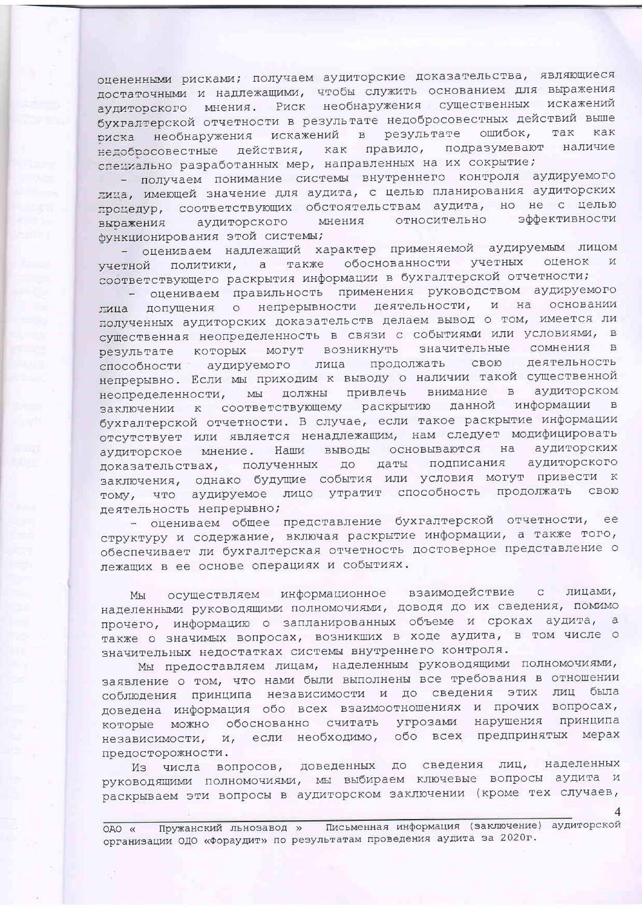оцененными рисками; получаем аудиторские доказательства, являющиеся достаточными и надлежащими, чтобы служить основанием для выражения аудиторского мнения. Риск необнаружения существенных искажений бухгалтерской отчетности в результате недобросовестных действий выше риска необнаружения искажений в результате ошибок, так как недобросовестные действия, как правило, подразумевают наличие специально разработанных мер, направленных на их сокрытие;

- получаем понимание системы внутреннего контроля аудируемого лица, имеющей значение для аудита, с целью планирования аудиторских процедур, соответствующих обстоятельствам аудита, но не с целью выражения аудиторского мнения относительно эффективности функционирования этой системы;
- оцениваем надлежащий характер применяемой аудируемым лицом учетной политики, а также обоснованности учетных оценок и соответствующего раскрытия информации в бухгалтерской отчетности;
- оцениваем правильность применения руководством аудируемого лица допущения о непрерывности деятельности, и на основании полученных аудиторских доказательств делаем вывод о том, имеется ли существенная неопределенность в связи с событиями или условиями, в результате которых могут возникнуть значительные сомнения в способности аудируемого лица продолжать свою деятельность непрерывно. Если мы приходим к выводу о наличии такой существенной неопределенности, мы должны привлечь внимание в аудиторском заключении к соответствующему раскрытию данной информации в бухгалтерской отчетности. В случае, если такое раскрытие информации отсутствует или является ненадлежащим, нам следует модифицировать аудиторское мнение. Наши выводы основываются на аудиторских доказательствах, полученных до даты подписания аудиторского заключения, однако будущие события или условия могут привести к тому, что аудируемое лицо утратит способность продолжать свою деятельность непрерывно;
- оцениваем общее представление бухгалтерской отчетности, ее структуру и содержание, включая раскрытие информации, а также того, обеспечивает ли бухгалтерская отчетность достоверное представление о лежащих в ее основе операциях и событиях.

Мы осуществляем информационное взаимодействие с лицами, наделенными руководящими полномочиями, доводя до их сведения, помимо прочего, информацию о запланированных объеме и сроках аудита, а также о значимых вопросах, возникших в ходе аудита, в том числе о значительных недостатках системы внутреннего контроля.

Мы предоставляем лицам, наделенным руководящими полномочиями, заявление о том, что нами были выполнены все требования в отношении соблюдения принципа независимости и до сведения этих лиц была доведена информация обо всех взаимоотношениях и прочих вопросах, которые можно обоснованно считать угрозами нарушения принципа независимости, и, если необходимо, обо всех предпринятых мерах предосторожности.

Из числа вопросов, доведенных до сведения лиц, наделенных руководящими полномочиями, мы выбираем ключевые вопросы аудита и раскрываем эти вопросы в аудиторском заключении (кроме тех случаев,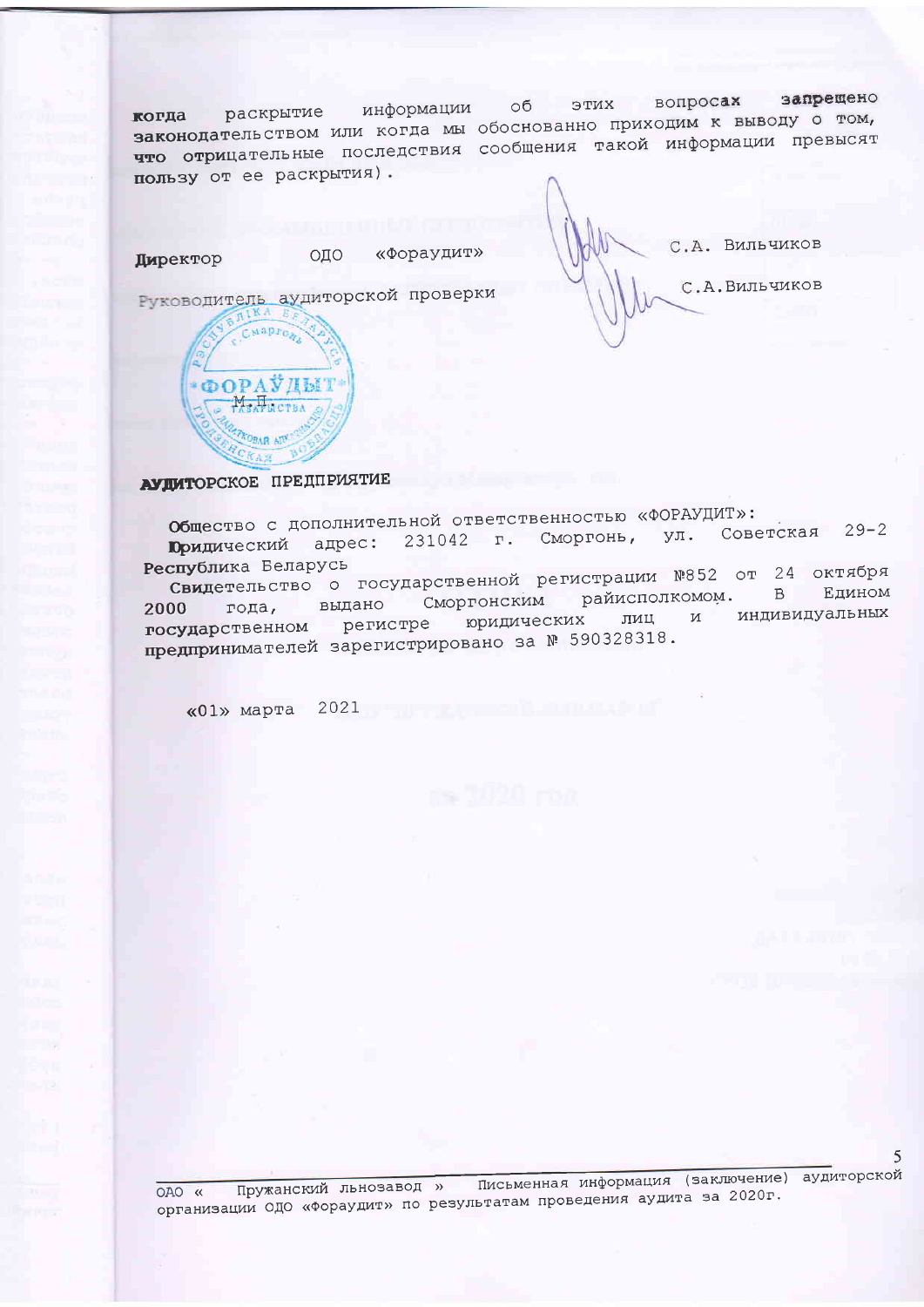когда раскрытие информации об этих вопросах запрещено законодательством или когда мы обоснованно приходим к выводу о том, что отрицательные последствия сообщения такой информации превысят пользу от ее раскрытия).

Директор ОДО «Фораудит» С.А. Вильчиков

Руководитель аудиторской проверки С.А.Вильчиков

М.П.

**АУДИТОРСКОЕ ПРЕДПРИЯТИЕ**

Общество с дополнительной ответственностью «ФОРАУДИТ»:
Юридический адрес: 231042 г. Сморгонь, ул. Советская 29-2 Республика Беларусь
Свидетельство о государственной регистрации №852 от 24 октября 2000 года, выдано Сморгонским райисполкомом. В Едином государственном регистре юридических лиц и индивидуальных предпринимателей зарегистрировано за № 590328318.

«01» марта 2021

ОАО « Пружанский льнозавод » Письменная информация (заключение) аудиторской организации ОДО «Фораудит» по результатам проведения аудита за 2020г.